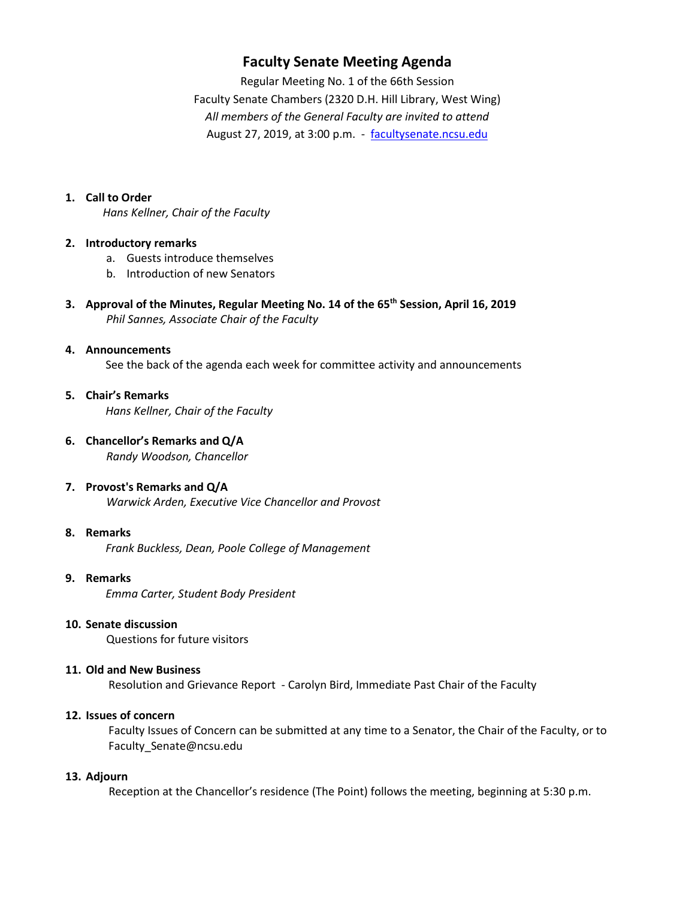# Faculty Senate Meeting Agenda

Regular Meeting No. 1 of the 66th Session
Faculty Senate Chambers (2320 D.H. Hill Library, West Wing)
*All members of the General Faculty are invited to attend*
August 27, 2019, at 3:00 p.m. - [facultysenate.ncsu.edu](facultysenate.ncsu.edu)

1. **Call to Order**
   *Hans Kellner, Chair of the Faculty*

2. **Introductory remarks**
   a. Guests introduce themselves
   b. Introduction of new Senators

3. **Approval of the Minutes, Regular Meeting No. 14 of the 65th Session, April 16, 2019**
   *Phil Sannes, Associate Chair of the Faculty*

4. **Announcements**
   See the back of the agenda each week for committee activity and announcements

5. **Chair's Remarks**
   *Hans Kellner, Chair of the Faculty*

6. **Chancellor's Remarks and Q/A**
   *Randy Woodson, Chancellor*

7. **Provost's Remarks and Q/A**
   *Warwick Arden, Executive Vice Chancellor and Provost*

8. **Remarks**
   *Frank Buckless, Dean, Poole College of Management*

9. **Remarks**
   *Emma Carter, Student Body President*

10. **Senate discussion**
    Questions for future visitors

11. **Old and New Business**
    Resolution and Grievance Report - Carolyn Bird, Immediate Past Chair of the Faculty

12. **Issues of concern**
    Faculty Issues of Concern can be submitted at any time to a Senator, the Chair of the Faculty, or to Faculty_Senate@ncsu.edu

13. **Adjourn**
    Reception at the Chancellor's residence (The Point) follows the meeting, beginning at 5:30 p.m.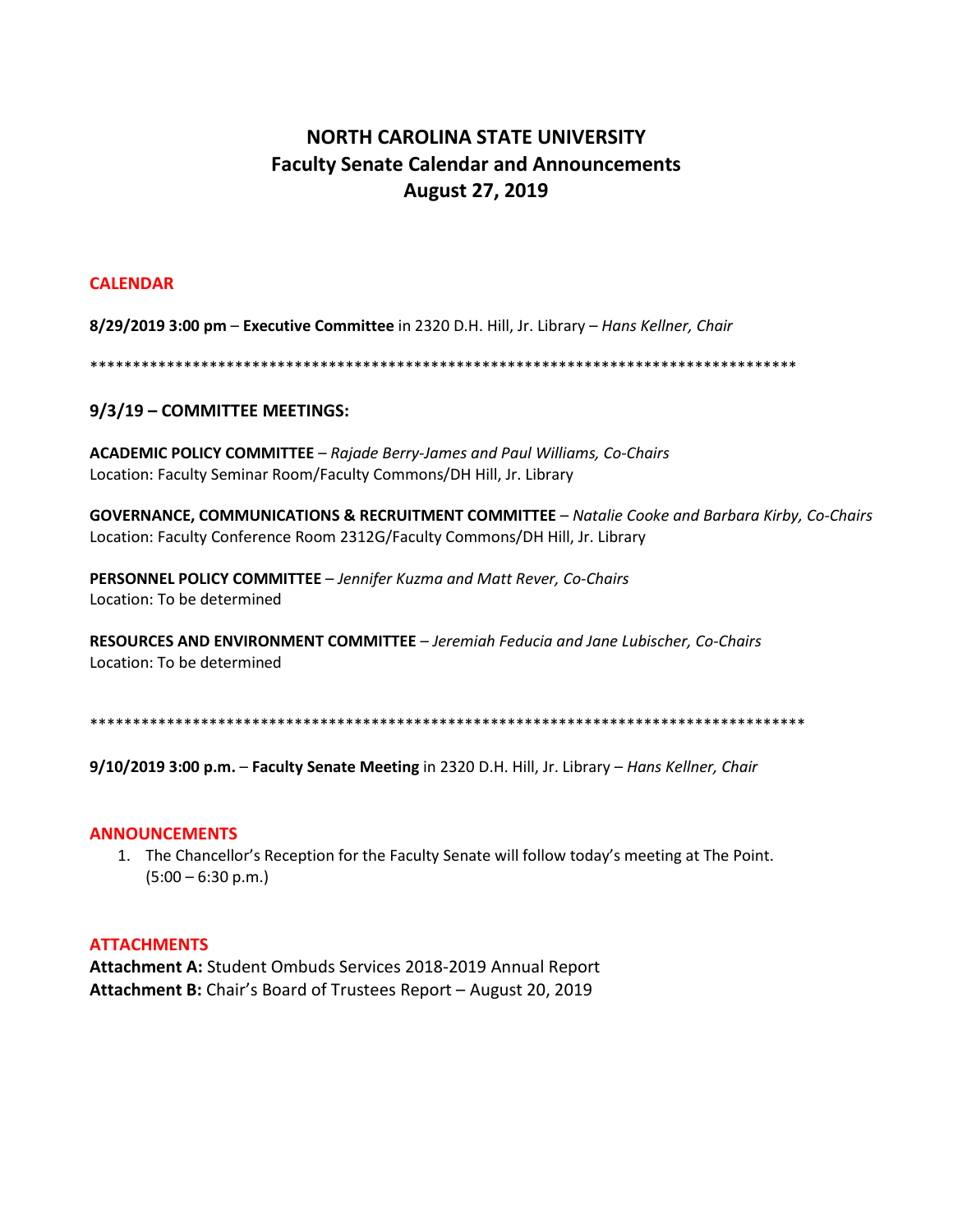# NORTH CAROLINA STATE UNIVERSITY
# Faculty Senate Calendar and Announcements
# August 27, 2019

## CALENDAR

**8/29/2019 3:00 pm** – **Executive Committee** in 2320 D.H. Hill, Jr. Library – *Hans Kellner, Chair*

************************************************************************************

### 9/3/19 – COMMITTEE MEETINGS:

**ACADEMIC POLICY COMMITTEE** – *Rajade Berry-James and Paul Williams, Co-Chairs*
Location: Faculty Seminar Room/Faculty Commons/DH Hill, Jr. Library

**GOVERNANCE, COMMUNICATIONS & RECRUITMENT COMMITTEE** – *Natalie Cooke and Barbara Kirby, Co-Chairs*
Location: Faculty Conference Room 2312G/Faculty Commons/DH Hill, Jr. Library

**PERSONNEL POLICY COMMITTEE** – *Jennifer Kuzma and Matt Rever, Co-Chairs*
Location: To be determined

**RESOURCES AND ENVIRONMENT COMMITTEE** – *Jeremiah Feducia and Jane Lubischer, Co-Chairs*
Location: To be determined

************************************************************************************

**9/10/2019 3:00 p.m.** – **Faculty Senate Meeting** in 2320 D.H. Hill, Jr. Library – *Hans Kellner, Chair*

## ANNOUNCEMENTS

1. The Chancellor's Reception for the Faculty Senate will follow today's meeting at The Point. (5:00 – 6:30 p.m.)

## ATTACHMENTS

**Attachment A:** Student Ombuds Services 2018-2019 Annual Report
**Attachment B:** Chair's Board of Trustees Report – August 20, 2019